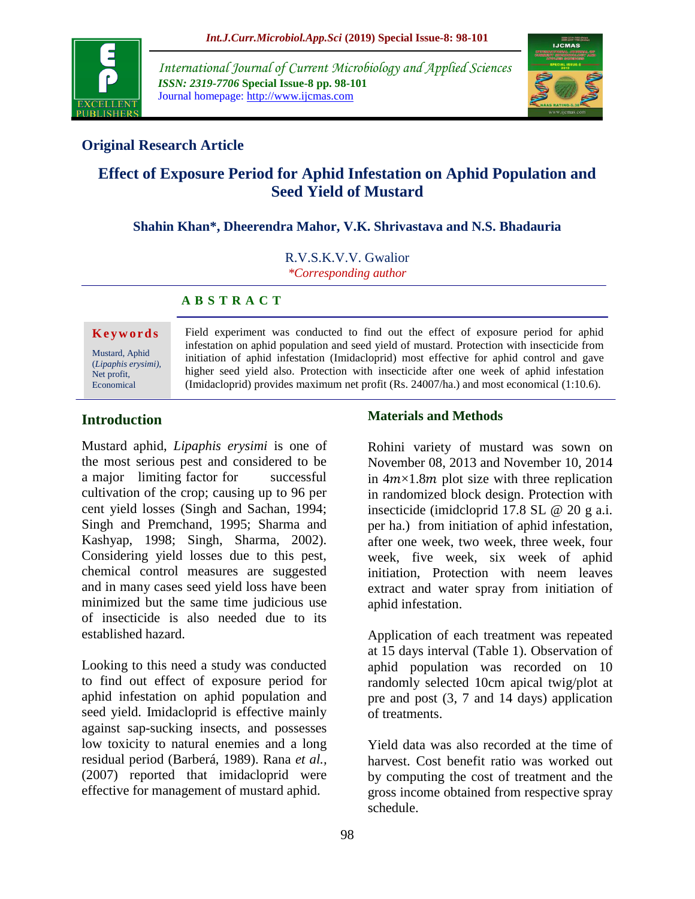## Original Research Article

# Effect of Exposure Period for Aphid Infestation on Aphid Population and Seed Yield of Mustard

**Shahin Khan*, Dheerendra Mahor, V.K. Shrivastava and N.S. Bhadauria**

R.V.S.K.V.V. Gwalior

*\*Corresponding author*

**A B S T R A C T**

**Keywords**

Mustard, Aphid (*Lipaphis erysimi*), Net profit, Economical

Field experiment was conducted to find out the effect of exposure period for aphid infestation on aphid population and seed yield of mustard. Protection with insecticide from initiation of aphid infestation (Imidacloprid) most effective for aphid control and gave higher seed yield also. Protection with insecticide after one week of aphid infestation (Imidacloprid) provides maximum net profit (Rs. 24007/ha.) and most economical (1:10.6).

## Introduction

Mustard aphid, *Lipaphis erysimi* is one of the most serious pest and considered to be a major limiting factor for successful cultivation of the crop; causing up to 96 per cent yield losses (Singh and Sachan, 1994; Singh and Premchand, 1995; Sharma and Kashyap, 1998; Singh, Sharma, 2002). Considering yield losses due to this pest, chemical control measures are suggested and in many cases seed yield loss have been minimized but the same time judicious use of insecticide is also needed due to its established hazard.

Looking to this need a study was conducted to find out effect of exposure period for aphid infestation on aphid population and seed yield. Imidacloprid is effective mainly against sap-sucking insects, and possesses low toxicity to natural enemies and a long residual period (Barberá, 1989). Rana *et al.,* (2007) reported that imidacloprid were effective for management of mustard aphid.

## Materials and Methods

Rohini variety of mustard was sown on November 08, 2013 and November 10, 2014 in $4m \times 1.8m$ plot size with three replication in randomized block design. Protection with insecticide (imidcloprid 17.8 SL @ 20 g a.i. per ha.) from initiation of aphid infestation, after one week, two week, three week, four week, five week, six week of aphid initiation, Protection with neem leaves extract and water spray from initiation of aphid infestation.

Application of each treatment was repeated at 15 days interval (Table 1). Observation of aphid population was recorded on 10 randomly selected 10cm apical twig/plot at pre and post (3, 7 and 14 days) application of treatments.

Yield data was also recorded at the time of harvest. Cost benefit ratio was worked out by computing the cost of treatment and the gross income obtained from respective spray schedule.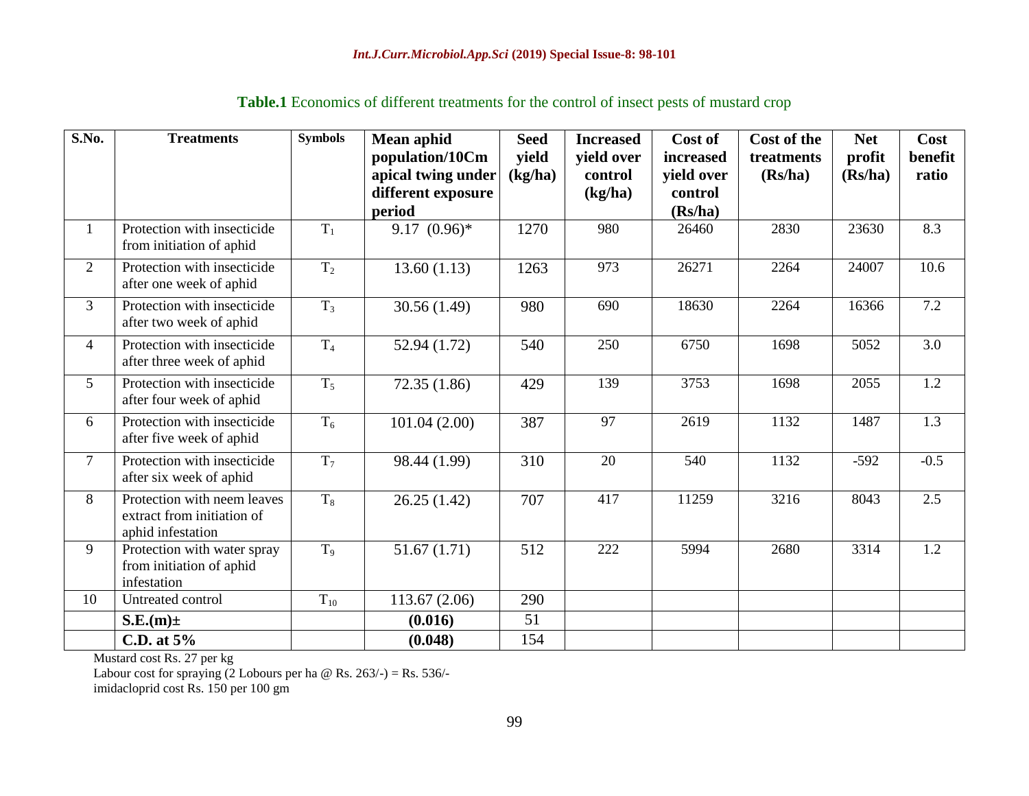**Table.1** Economics of different treatments for the control of insect pests of mustard crop

| S.No. | Treatments | Symbols | Mean aphid population/10Cm apical twing under different exposure period | Seed yield (kg/ha) | Increased yield over control (kg/ha) | Cost of increased yield over control (Rs/ha) | Cost of the treatments (Rs/ha) | Net profit (Rs/ha) | Cost benefit ratio |
|---|---|---|---|---|---|---|---|---|---|
| 1 | Protection with insecticide from initiation of aphid | $T_1$ | 9.17 (0.96)* | 1270 | 980 | 26460 | 2830 | 23630 | 8.3 |
| 2 | Protection with insecticide after one week of aphid | $T_2$ | 13.60 (1.13) | 1263 | 973 | 26271 | 2264 | 24007 | 10.6 |
| 3 | Protection with insecticide after two week of aphid | $T_3$ | 30.56 (1.49) | 980 | 690 | 18630 | 2264 | 16366 | 7.2 |
| 4 | Protection with insecticide after three week of aphid | $T_4$ | 52.94 (1.72) | 540 | 250 | 6750 | 1698 | 5052 | 3.0 |
| 5 | Protection with insecticide after four week of aphid | $T_5$ | 72.35 (1.86) | 429 | 139 | 3753 | 1698 | 2055 | 1.2 |
| 6 | Protection with insecticide after five week of aphid | $T_6$ | 101.04 (2.00) | 387 | 97 | 2619 | 1132 | 1487 | 1.3 |
| 7 | Protection with insecticide after six week of aphid | $T_7$ | 98.44 (1.99) | 310 | 20 | 540 | 1132 | -592 | -0.5 |
| 8 | Protection with neem leaves extract from initiation of aphid infestation | $T_8$ | 26.25 (1.42) | 707 | 417 | 11259 | 3216 | 8043 | 2.5 |
| 9 | Protection with water spray from initiation of aphid infestation | $T_9$ | 51.67 (1.71) | 512 | 222 | 5994 | 2680 | 3314 | 1.2 |
| 10 | Untreated control | $T_{10}$ | 113.67 (2.06) | 290 | | | | | |
| | **S.E.(m)±** | | **(0.016)** | 51 | | | | | |
| | **C.D. at 5%** | | **(0.048)** | 154 | | | | | |

Mustard cost Rs. 27 per kg

Labour cost for spraying (2 Lobours per ha @ Rs. 263/-) = Rs. 536/-

imidacloprid cost Rs. 150 per 100 gm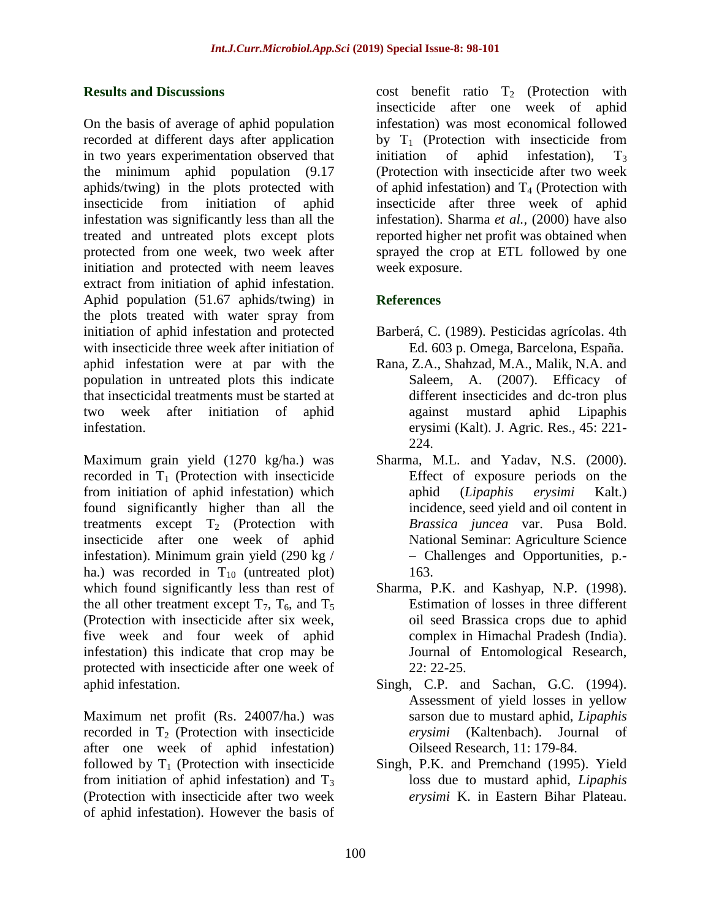## Results and Discussions

On the basis of average of aphid population recorded at different days after application in two years experimentation observed that the minimum aphid population (9.17 aphids/twing) in the plots protected with insecticide from initiation of aphid infestation was significantly less than all the treated and untreated plots except plots protected from one week, two week after initiation and protected with neem leaves extract from initiation of aphid infestation. Aphid population (51.67 aphids/twing) in the plots treated with water spray from initiation of aphid infestation and protected with insecticide three week after initiation of aphid infestation were at par with the population in untreated plots this indicate that insecticidal treatments must be started at two week after initiation of aphid infestation.

Maximum grain yield (1270 kg/ha.) was recorded in $T_1$ (Protection with insecticide from initiation of aphid infestation) which found significantly higher than all the treatments except $T_2$ (Protection with insecticide after one week of aphid infestation). Minimum grain yield (290 kg / ha.) was recorded in $T_{10}$ (untreated plot) which found significantly less than rest of the all other treatment except $T_7$, $T_6$, and $T_5$ (Protection with insecticide after six week, five week and four week of aphid infestation) this indicate that crop may be protected with insecticide after one week of aphid infestation.

Maximum net profit (Rs. 24007/ha.) was recorded in $T_2$ (Protection with insecticide after one week of aphid infestation) followed by $T_1$ (Protection with insecticide from initiation of aphid infestation) and $T_3$ (Protection with insecticide after two week of aphid infestation). However the basis of cost benefit ratio $T_2$ (Protection with insecticide after one week of aphid infestation) was most economical followed by $T_1$ (Protection with insecticide from initiation of aphid infestation), $T_3$ (Protection with insecticide after two week of aphid infestation) and $T_4$ (Protection with insecticide after three week of aphid infestation). Sharma *et al.,* (2000) have also reported higher net profit was obtained when sprayed the crop at ETL followed by one week exposure.

## References

- Barberá, C. (1989). Pesticidas agrícolas. 4th Ed. 603 p. Omega, Barcelona, España.
- Rana, Z.A., Shahzad, M.A., Malik, N.A. and Saleem, A. (2007). Efficacy of different insecticides and dc-tron plus against mustard aphid Lipaphis erysimi (Kalt). J. Agric. Res., 45: 221-224.
- Sharma, M.L. and Yadav, N.S. (2000). Effect of exposure periods on the aphid (*Lipaphis erysimi* Kalt.) incidence, seed yield and oil content in *Brassica juncea* var. Pusa Bold. National Seminar: Agriculture Science – Challenges and Opportunities, p.-163.
- Sharma, P.K. and Kashyap, N.P. (1998). Estimation of losses in three different oil seed Brassica crops due to aphid complex in Himachal Pradesh (India). Journal of Entomological Research, 22: 22-25.
- Singh, C.P. and Sachan, G.C. (1994). Assessment of yield losses in yellow sarson due to mustard aphid, *Lipaphis erysimi* (Kaltenbach). Journal of Oilseed Research, 11: 179-84.
- Singh, P.K. and Premchand (1995). Yield loss due to mustard aphid, *Lipaphis erysimi* K. in Eastern Bihar Plateau.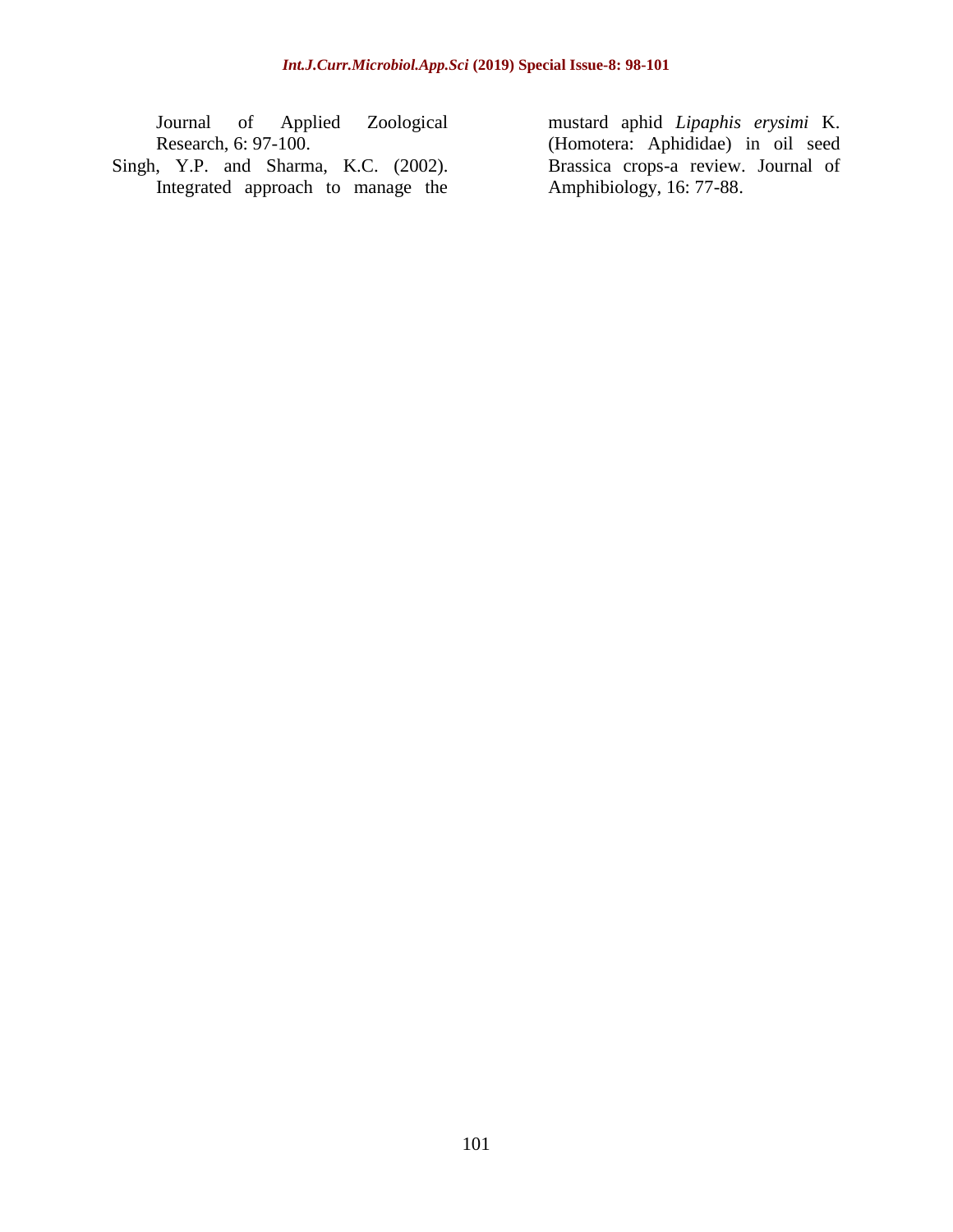Journal of Applied Zoological Research, 6: 97-100.

Singh, Y.P. and Sharma, K.C. (2002). Integrated approach to manage the mustard aphid *Lipaphis erysimi* K. (Homotera: Aphididae) in oil seed Brassica crops-a review. Journal of Amphibiology, 16: 77-88.